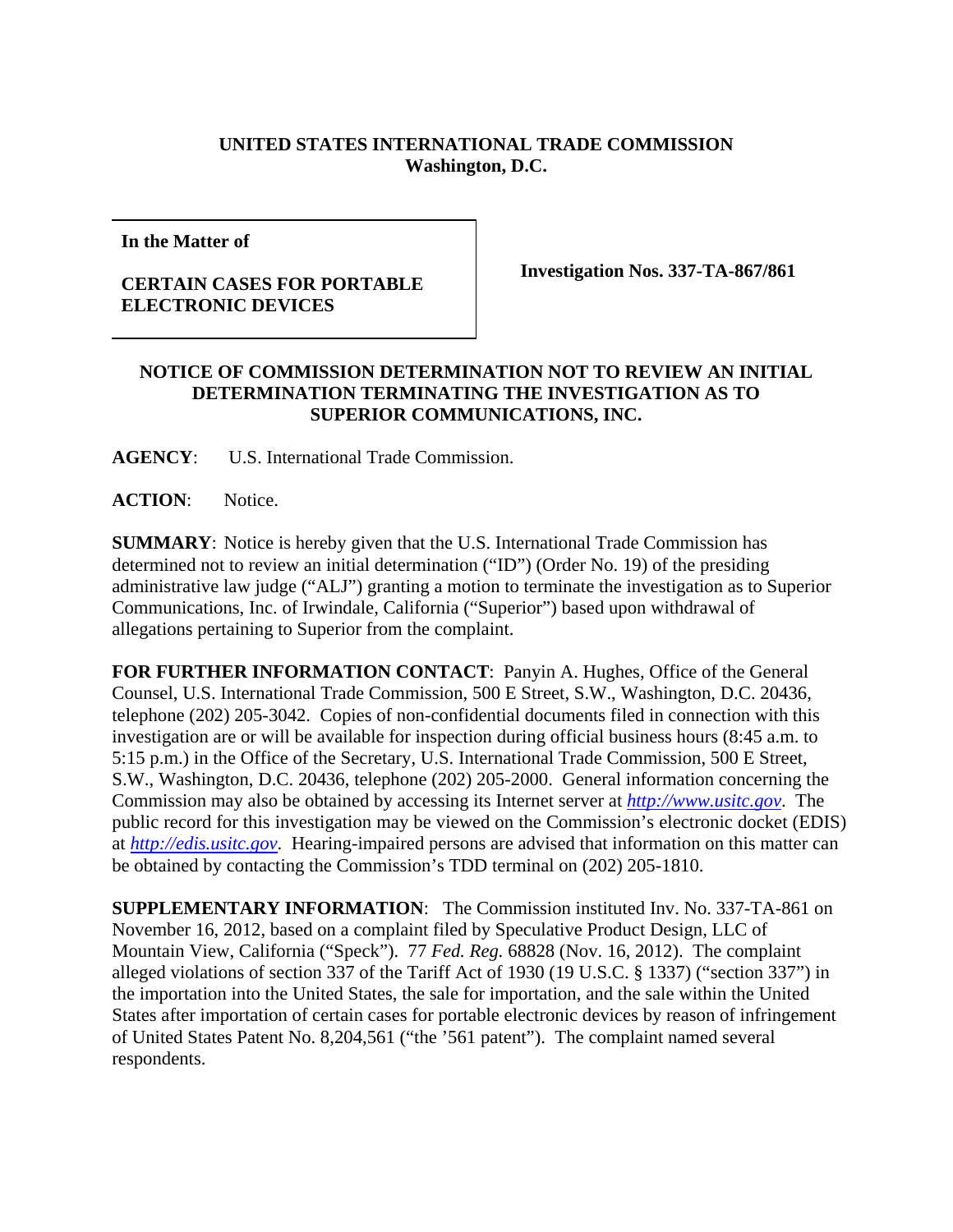**UNITED STATES INTERNATIONAL TRADE COMMISSION**
**Washington, D.C.**

| **In the Matter of**<br><br>**CERTAIN CASES FOR PORTABLE ELECTRONIC DEVICES** | **Investigation Nos. 337-TA-867/861** |
|---|---|

**NOTICE OF COMMISSION DETERMINATION NOT TO REVIEW AN INITIAL DETERMINATION TERMINATING THE INVESTIGATION AS TO SUPERIOR COMMUNICATIONS, INC.**

**AGENCY**: U.S. International Trade Commission.

**ACTION**: Notice.

**SUMMARY**: Notice is hereby given that the U.S. International Trade Commission has determined not to review an initial determination ("ID") (Order No. 19) of the presiding administrative law judge ("ALJ") granting a motion to terminate the investigation as to Superior Communications, Inc. of Irwindale, California ("Superior") based upon withdrawal of allegations pertaining to Superior from the complaint.

**FOR FURTHER INFORMATION CONTACT**: Panyin A. Hughes, Office of the General Counsel, U.S. International Trade Commission, 500 E Street, S.W., Washington, D.C. 20436, telephone (202) 205-3042. Copies of non-confidential documents filed in connection with this investigation are or will be available for inspection during official business hours (8:45 a.m. to 5:15 p.m.) in the Office of the Secretary, U.S. International Trade Commission, 500 E Street, S.W., Washington, D.C. 20436, telephone (202) 205-2000. General information concerning the Commission may also be obtained by accessing its Internet server at *http://www.usitc.gov*. The public record for this investigation may be viewed on the Commission's electronic docket (EDIS) at *http://edis.usitc.gov*. Hearing-impaired persons are advised that information on this matter can be obtained by contacting the Commission's TDD terminal on (202) 205-1810.

**SUPPLEMENTARY INFORMATION**: The Commission instituted Inv. No. 337-TA-861 on November 16, 2012, based on a complaint filed by Speculative Product Design, LLC of Mountain View, California ("Speck"). 77 *Fed. Reg.* 68828 (Nov. 16, 2012). The complaint alleged violations of section 337 of the Tariff Act of 1930 (19 U.S.C. § 1337) ("section 337") in the importation into the United States, the sale for importation, and the sale within the United States after importation of certain cases for portable electronic devices by reason of infringement of United States Patent No. 8,204,561 ("the '561 patent"). The complaint named several respondents.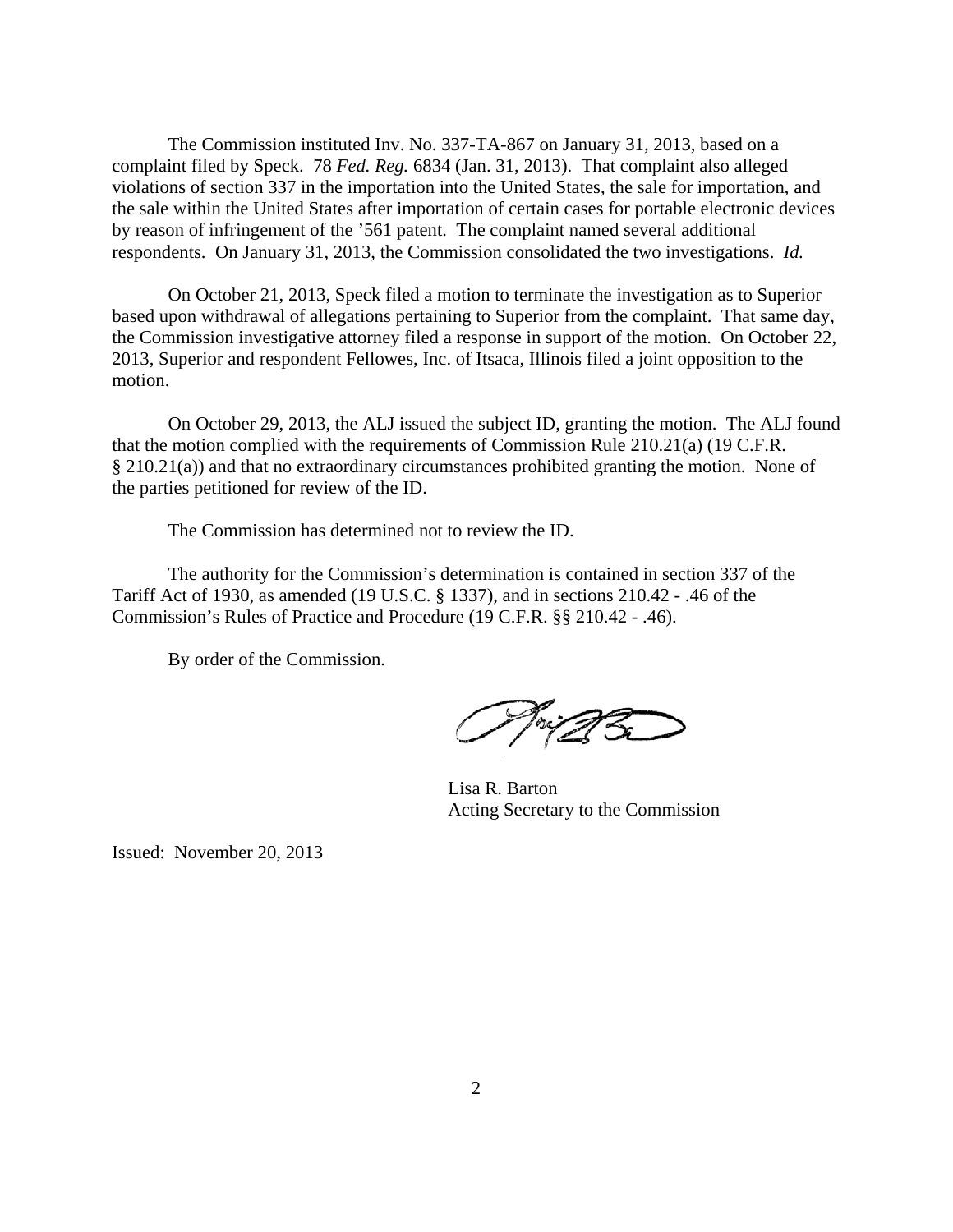The Commission instituted Inv. No. 337-TA-867 on January 31, 2013, based on a complaint filed by Speck. 78 *Fed. Reg.* 6834 (Jan. 31, 2013). That complaint also alleged violations of section 337 in the importation into the United States, the sale for importation, and the sale within the United States after importation of certain cases for portable electronic devices by reason of infringement of the '561 patent. The complaint named several additional respondents. On January 31, 2013, the Commission consolidated the two investigations. *Id.*

On October 21, 2013, Speck filed a motion to terminate the investigation as to Superior based upon withdrawal of allegations pertaining to Superior from the complaint. That same day, the Commission investigative attorney filed a response in support of the motion. On October 22, 2013, Superior and respondent Fellowes, Inc. of Itsaca, Illinois filed a joint opposition to the motion.

On October 29, 2013, the ALJ issued the subject ID, granting the motion. The ALJ found that the motion complied with the requirements of Commission Rule 210.21(a) (19 C.F.R. § 210.21(a)) and that no extraordinary circumstances prohibited granting the motion. None of the parties petitioned for review of the ID.

The Commission has determined not to review the ID.

The authority for the Commission's determination is contained in section 337 of the Tariff Act of 1930, as amended (19 U.S.C. § 1337), and in sections 210.42 - .46 of the Commission's Rules of Practice and Procedure (19 C.F.R. §§ 210.42 - .46).

By order of the Commission.

Lisa R. Barton
Acting Secretary to the Commission

Issued: November 20, 2013